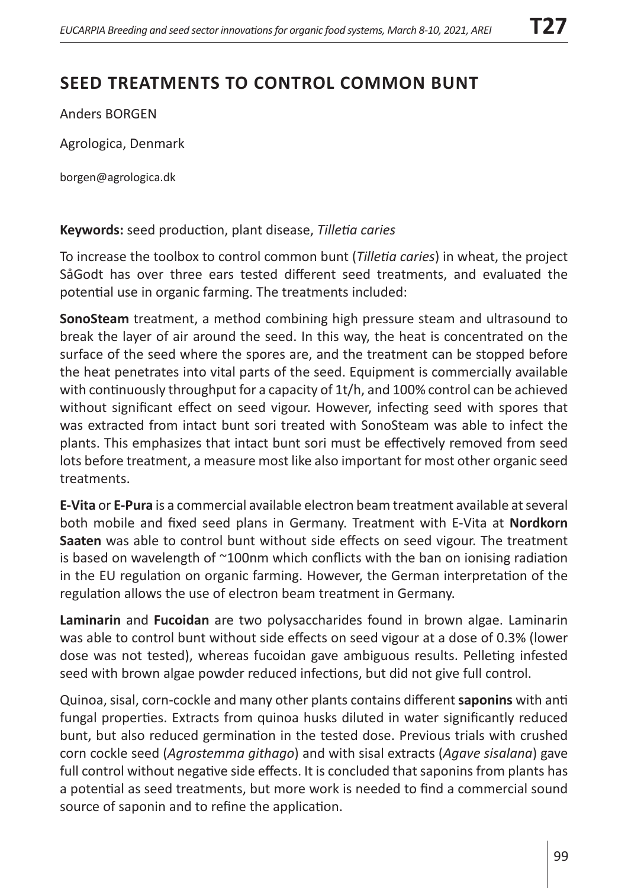# SEED TREATMENTS TO CONTROL COMMON BUNT

Anders BORGEN

Agrologica, Denmark

borgen@agrologica.dk

**Keywords:** seed production, plant disease, *Tilletia caries*

To increase the toolbox to control common bunt (*Tilletia caries*) in wheat, the project SåGodt has over three ears tested different seed treatments, and evaluated the potential use in organic farming. The treatments included:

**SonoSteam** treatment, a method combining high pressure steam and ultrasound to break the layer of air around the seed. In this way, the heat is concentrated on the surface of the seed where the spores are, and the treatment can be stopped before the heat penetrates into vital parts of the seed. Equipment is commercially available with continuously throughput for a capacity of 1t/h, and 100% control can be achieved without significant effect on seed vigour. However, infecting seed with spores that was extracted from intact bunt sori treated with SonoSteam was able to infect the plants. This emphasizes that intact bunt sori must be effectively removed from seed lots before treatment, a measure most like also important for most other organic seed treatments.

**E-Vita** or **E-Pura** is a commercial available electron beam treatment available at several both mobile and fixed seed plans in Germany. Treatment with E-Vita at **Nordkorn Saaten** was able to control bunt without side effects on seed vigour. The treatment is based on wavelength of ~100nm which conflicts with the ban on ionising radiation in the EU regulation on organic farming. However, the German interpretation of the regulation allows the use of electron beam treatment in Germany.

**Laminarin** and **Fucoidan** are two polysaccharides found in brown algae. Laminarin was able to control bunt without side effects on seed vigour at a dose of 0.3% (lower dose was not tested), whereas fucoidan gave ambiguous results. Pelleting infested seed with brown algae powder reduced infections, but did not give full control.

Quinoa, sisal, corn-cockle and many other plants contains different **saponins** with anti fungal properties. Extracts from quinoa husks diluted in water significantly reduced bunt, but also reduced germination in the tested dose. Previous trials with crushed corn cockle seed (*Agrostemma githago*) and with sisal extracts (*Agave sisalana*) gave full control without negative side effects. It is concluded that saponins from plants has a potential as seed treatments, but more work is needed to find a commercial sound source of saponin and to refine the application.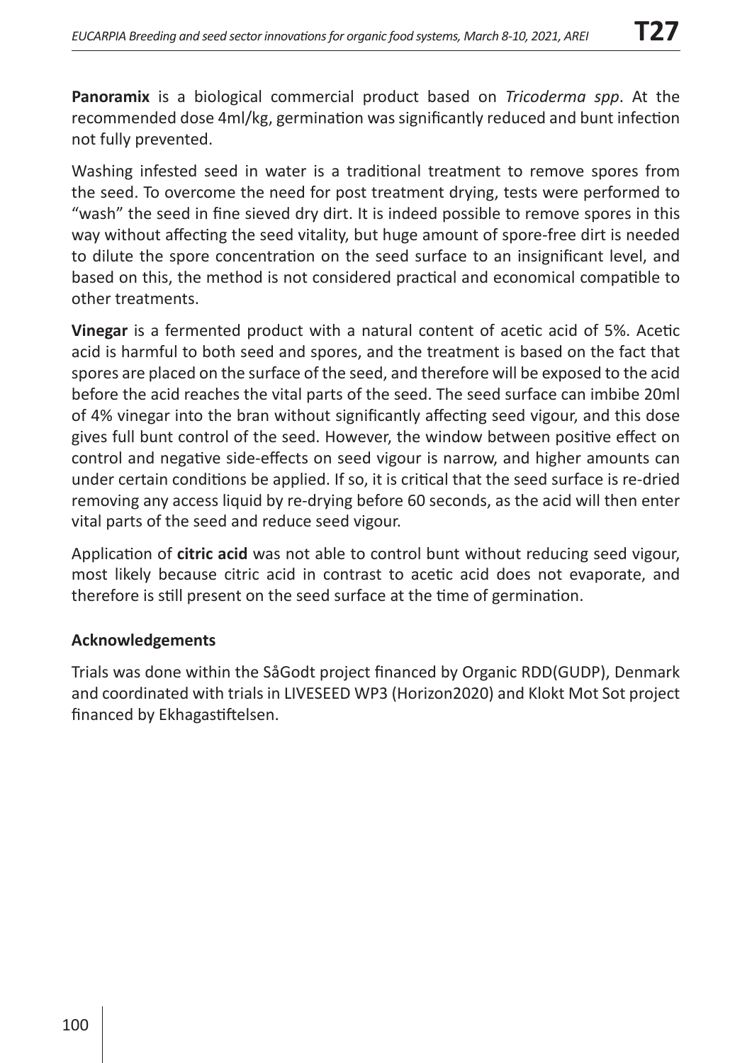**Panoramix** is a biological commercial product based on *Tricoderma spp*. At the recommended dose 4ml/kg, germination was significantly reduced and bunt infection not fully prevented.

Washing infested seed in water is a traditional treatment to remove spores from the seed. To overcome the need for post treatment drying, tests were performed to "wash" the seed in fine sieved dry dirt. It is indeed possible to remove spores in this way without affecting the seed vitality, but huge amount of spore-free dirt is needed to dilute the spore concentration on the seed surface to an insignificant level, and based on this, the method is not considered practical and economical compatible to other treatments.

**Vinegar** is a fermented product with a natural content of acetic acid of 5%. Acetic acid is harmful to both seed and spores, and the treatment is based on the fact that spores are placed on the surface of the seed, and therefore will be exposed to the acid before the acid reaches the vital parts of the seed. The seed surface can imbibe 20ml of 4% vinegar into the bran without significantly affecting seed vigour, and this dose gives full bunt control of the seed. However, the window between positive effect on control and negative side-effects on seed vigour is narrow, and higher amounts can under certain conditions be applied. If so, it is critical that the seed surface is re-dried removing any access liquid by re-drying before 60 seconds, as the acid will then enter vital parts of the seed and reduce seed vigour.

Application of **citric acid** was not able to control bunt without reducing seed vigour, most likely because citric acid in contrast to acetic acid does not evaporate, and therefore is still present on the seed surface at the time of germination.

**Acknowledgements**

Trials was done within the SåGodt project financed by Organic RDD(GUDP), Denmark and coordinated with trials in LIVESEED WP3 (Horizon2020) and Klokt Mot Sot project financed by Ekhagastiftelsen.